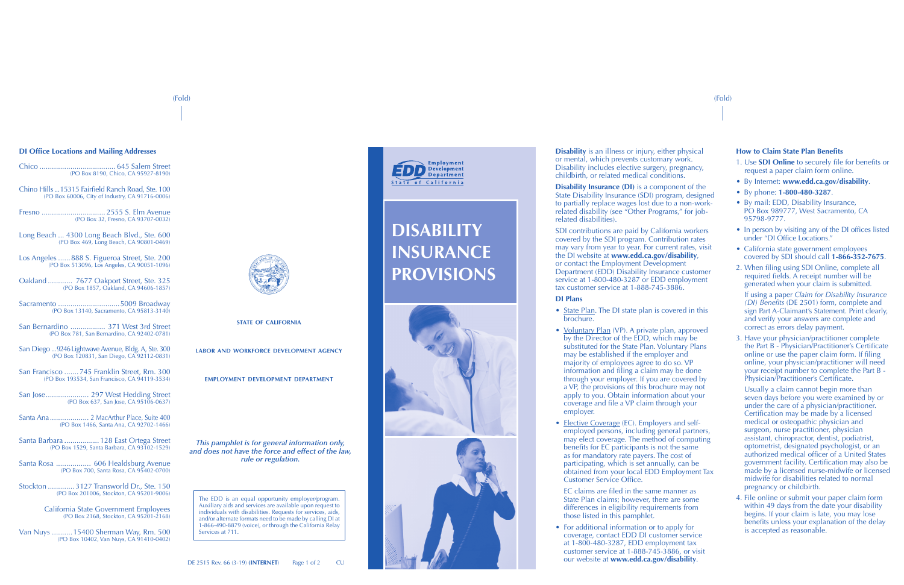### DI Office Locations and Mailing Addresses

Chico .................................... 645 Salem Street
(PO Box 8190, Chico, CA 95927-8190)

Chino Hills ... 15315 Fairfield Ranch Road, Ste. 100
(PO Box 60006, City of Industry, CA 91716-0006)

Fresno ............................... 2555 S. Elm Avenue
(PO Box 32, Fresno, CA 93707-0032)

Long Beach ... 4300 Long Beach Blvd., Ste. 600
(PO Box 469, Long Beach, CA 90801-0469)

Los Angeles ...... 888 S. Figueroa Street, Ste. 200
(PO Box 513096, Los Angeles, CA 90051-1096)

Oakland ............ 7677 Oakport Street, Ste. 325
(PO Box 1857, Oakland, CA 94606-1857)

Sacramento ............................. 5009 Broadway
(PO Box 13140, Sacramento, CA 95813-3140)

San Bernardino ................. 371 West 3rd Street
(PO Box 781, San Bernardino, CA 92402-0781)

San Diego ... 9246 Lightwave Avenue, Bldg. A, Ste. 300
(PO Box 120831, San Diego, CA 92112-0831)

San Francisco ....... 745 Franklin Street, Rm. 300
(PO Box 193534, San Francisco, CA 94119-3534)

San Jose ..................... 297 West Hedding Street
(PO Box 637, San Jose, CA 95106-0637)

Santa Ana ................... 2 MacArthur Place, Suite 400
(PO Box 1466, Santa Ana, CA 92702-1466)

Santa Barbara ................ 128 East Ortega Street
(PO Box 1529, Santa Barbara, CA 93102-1529)

Santa Rosa ................. 606 Healdsburg Avenue
(PO Box 700, Santa Rosa, CA 95402-0700)

Stockton ............. 3127 Transworld Dr., Ste. 150
(PO Box 201006, Stockton, CA 95201-9006)

California State Government Employees
(PO Box 2168, Stockton, CA 95201-2168)

Van Nuys .......... 15400 Sherman Way, Rm. 500
(PO Box 10402, Van Nuys, CA 91410-0402)

STATE OF CALIFORNIA

LABOR AND WORKFORCE DEVELOPMENT AGENCY

EMPLOYMENT DEVELOPMENT DEPARTMENT

***This pamphlet is for general information only, and does not have the force and effect of the law, rule or regulation.***

The EDD is an equal opportunity employer/program. Auxiliary aids and services are available upon request to individuals with disabilities. Requests for services, aids, and/or alternate formats need to be made by calling DI at 1-866-490-8879 (voice), or through the California Relay Services at 711.

DE 2515 Rev. 66 (3-19) **(INTERNET)**

EDD Employment Development Department State of California

# DISABILITY INSURANCE PROVISIONS

**Disability** is an illness or injury, either physical or mental, which prevents customary work. Disability includes elective surgery, pregnancy, childbirth, or related medical conditions.

**Disability Insurance (DI)** is a component of the State Disability Insurance (SDI) program, designed to partially replace wages lost due to a non-work-related disability (see "Other Programs," for job-related disabilities).

SDI contributions are paid by California workers covered by the SDI program. Contribution rates may vary from year to year. For current rates, visit the DI website at **www.edd.ca.gov/disability**, or contact the Employment Development Department (EDD) Disability Insurance customer service at 1-800-480-3287 or EDD employment tax customer service at 1-888-745-3886.

### DI Plans

- State Plan. The DI state plan is covered in this brochure.
- Voluntary Plan (VP). A private plan, approved by the Director of the EDD, which may be substituted for the State Plan. Voluntary Plans may be established if the employer and majority of employees agree to do so. VP information and filing a claim may be done through your employer. If you are covered by a VP, the provisions of this brochure may not apply to you. Obtain information about your coverage and file a VP claim through your employer.
- Elective Coverage (EC). Employers and self-employed persons, including general partners, may elect coverage. The method of computing benefits for EC participants is not the same as for mandatory rate payers. The cost of participating, which is set annually, can be obtained from your local EDD Employment Tax Customer Service Office.

  EC claims are filed in the same manner as State Plan claims; however, there are some differences in eligibility requirements from those listed in this pamphlet.
- For additional information or to apply for coverage, contact EDD DI customer service at 1-800-480-3287, EDD employment tax customer service at 1-888-745-3886, or visit our website at **www.edd.ca.gov/disability**.

### How to Claim State Plan Benefits

1. Use **SDI Online** to securely file for benefits or request a paper claim form online.
   - By Internet: **www.edd.ca.gov/disability**.
   - By phone: **1-800-480-3287**.
   - By mail: EDD, Disability Insurance, PO Box 989777, West Sacramento, CA 95798-9777.
   - In person by visiting any of the DI offices listed under "DI Office Locations."
   - California state government employees covered by SDI should call **1-866-352-7675**.
2. When filing using SDI Online, complete all required fields. A receipt number will be generated when your claim is submitted.

   If using a paper *Claim for Disability Insurance (DI) Benefits* (DE 2501) form, complete and sign Part A-Claimant's Statement. Print clearly, and verify your answers are complete and correct as errors delay payment.
3. Have your physician/practitioner complete the Part B - Physician/Practitioner's Certificate online or use the paper claim form. If filing online, your physician/practitioner will need your receipt number to complete the Part B - Physician/Practitioner's Certificate.

   Usually a claim cannot begin more than seven days before you were examined by or under the care of a physician/practitioner. Certification may be made by a licensed medical or osteopathic physician and surgeon, nurse practitioner, physician assistant, chiropractor, dentist, podiatrist, optometrist, designated psychologist, or an authorized medical officer of a United States government facility. Certification may also be made by a licensed nurse-midwife or licensed midwife for disabilities related to normal pregnancy or childbirth.
4. File online or submit your paper claim form within 49 days from the date your disability begins. If your claim is late, you may lose benefits unless your explanation of the delay is accepted as reasonable.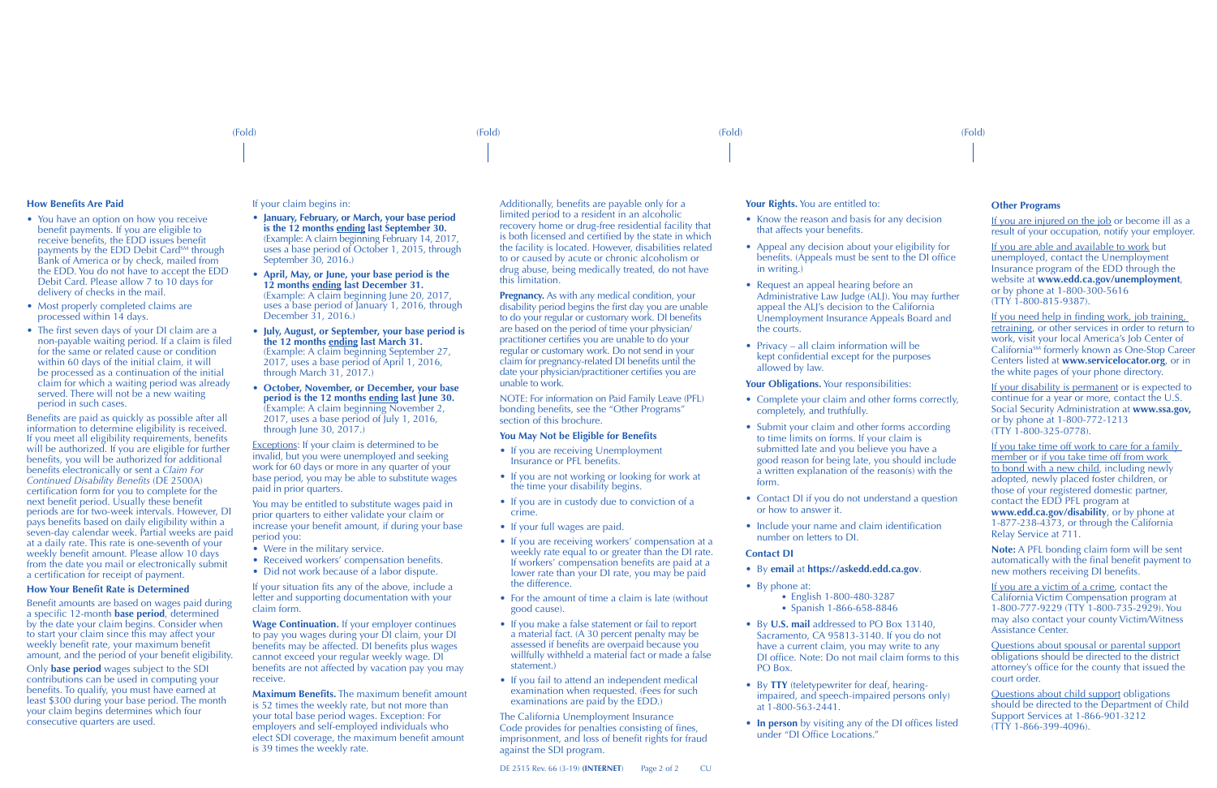## How Benefits Are Paid

- You have an option on how you receive benefit payments. If you are eligible to receive benefits, the EDD issues benefit payments by the EDD Debit Card℠ through Bank of America or by check, mailed from the EDD. You do not have to accept the EDD Debit Card. Please allow 7 to 10 days for delivery of checks in the mail.
- Most properly completed claims are processed within 14 days.
- The first seven days of your DI claim are a non-payable waiting period. If a claim is filed for the same or related cause or condition within 60 days of the initial claim, it will be processed as a continuation of the initial claim for which a waiting period was already served. There will not be a new waiting period in such cases.

Benefits are paid as quickly as possible after all information to determine eligibility is received. If you meet all eligibility requirements, benefits will be authorized. If you are eligible for further benefits, you will be authorized for additional benefits electronically or sent a *Claim For Continued Disability Benefits* (DE 2500A) certification form for you to complete for the next benefit period. Usually these benefit periods are for two-week intervals. However, DI pays benefits based on daily eligibility within a seven-day calendar week. Partial weeks are paid at a daily rate. This rate is one-seventh of your weekly benefit amount. Please allow 10 days from the date you mail or electronically submit a certification for receipt of payment.

## How Your Benefit Rate is Determined

Benefit amounts are based on wages paid during a specific 12-month **base period**, determined by the date your claim begins. Consider when to start your claim since this may affect your weekly benefit rate, your maximum benefit amount, and the period of your benefit eligibility.

Only **base period** wages subject to the SDI contributions can be used in computing your benefits. To qualify, you must have earned at least $300 during your base period. The month your claim begins determines which four consecutive quarters are used.

If your claim begins in:

- **January, February, or March, your base period is the 12 months ending last September 30.** (Example: A claim beginning February 14, 2017, uses a base period of October 1, 2015, through September 30, 2016.)
- **April, May, or June, your base period is the 12 months ending last December 31.** (Example: A claim beginning June 20, 2017, uses a base period of January 1, 2016, through December 31, 2016.)
- **July, August, or September, your base period is the 12 months ending last March 31.** (Example: A claim beginning September 27, 2017, uses a base period of April 1, 2016, through March 31, 2017.)
- **October, November, or December, your base period is the 12 months ending last June 30.** (Example: A claim beginning November 2, 2017, uses a base period of July 1, 2016, through June 30, 2017.)

Exceptions: If your claim is determined to be invalid, but you were unemployed and seeking work for 60 days or more in any quarter of your base period, you may be able to substitute wages paid in prior quarters.

You may be entitled to substitute wages paid in prior quarters to either validate your claim or increase your benefit amount, if during your base period you:

- Were in the military service.
- Received workers' compensation benefits.
- Did not work because of a labor dispute.

If your situation fits any of the above, include a letter and supporting documentation with your claim form.

**Wage Continuation.** If your employer continues to pay you wages during your DI claim, your DI benefits may be affected. DI benefits plus wages cannot exceed your regular weekly wage. DI benefits are not affected by vacation pay you may receive.

**Maximum Benefits.** The maximum benefit amount is 52 times the weekly rate, but not more than your total base period wages. Exception: For employers and self-employed individuals who elect SDI coverage, the maximum benefit amount is 39 times the weekly rate.

Additionally, benefits are payable only for a limited period to a resident in an alcoholic recovery home or drug-free residential facility that is both licensed and certified by the state in which the facility is located. However, disabilities related to or caused by acute or chronic alcoholism or drug abuse, being medically treated, do not have this limitation.

**Pregnancy.** As with any medical condition, your disability period begins the first day you are unable to do your regular or customary work. DI benefits are based on the period of time your physician/practitioner certifies you are unable to do your regular or customary work. Do not send in your claim for pregnancy-related DI benefits until the date your physician/practitioner certifies you are unable to work.

NOTE: For information on Paid Family Leave (PFL) bonding benefits, see the "Other Programs" section of this brochure.

## You May Not be Eligible for Benefits

- If you are receiving Unemployment Insurance or PFL benefits.
- If you are not working or looking for work at the time your disability begins.
- If you are in custody due to conviction of a crime.
- If your full wages are paid.
- If you are receiving workers' compensation at a weekly rate equal to or greater than the DI rate. If workers' compensation benefits are paid at a lower rate than your DI rate, you may be paid the difference.
- For the amount of time a claim is late (without good cause).
- If you make a false statement or fail to report a material fact. (A 30 percent penalty may be assessed if benefits are overpaid because you willfully withheld a material fact or made a false statement.)
- If you fail to attend an independent medical examination when requested. (Fees for such examinations are paid by the EDD.)

The California Unemployment Insurance Code provides for penalties consisting of fines, imprisonment, and loss of benefit rights for fraud against the SDI program.

**Your Rights.** You are entitled to:

- Know the reason and basis for any decision that affects your benefits.
- Appeal any decision about your eligibility for benefits. (Appeals must be sent to the DI office in writing.)
- Request an appeal hearing before an Administrative Law Judge (ALJ). You may further appeal the ALJ's decision to the California Unemployment Insurance Appeals Board and the courts.
- Privacy – all claim information will be kept confidential except for the purposes allowed by law.

**Your Obligations.** Your responsibilities:

- Complete your claim and other forms correctly, completely, and truthfully.
- Submit your claim and other forms according to time limits on forms. If your claim is submitted late and you believe you have a good reason for being late, you should include a written explanation of the reason(s) with the form.
- Contact DI if you do not understand a question or how to answer it.
- Include your name and claim identification number on letters to DI.

## Contact DI

- By **email** at **https://askedd.edd.ca.gov**.
- By phone at:
  - English 1-800-480-3287
  - Spanish 1-866-658-8846
- By **U.S. mail** addressed to PO Box 13140, Sacramento, CA 95813-3140. If you do not have a current claim, you may write to any DI office. Note: Do not mail claim forms to this PO Box.
- By **TTY** (teletypewriter for deaf, hearing-impaired, and speech-impaired persons only) at 1-800-563-2441.
- **In person** by visiting any of the DI offices listed under "DI Office Locations."

## Other Programs

If you are injured on the job or become ill as a result of your occupation, notify your employer.

If you are able and available to work but unemployed, contact the Unemployment Insurance program of the EDD through the website at **www.edd.ca.gov/unemployment**, or by phone at 1-800-300-5616 (TTY 1-800-815-9387).

If you need help in finding work, job training, retraining, or other services in order to return to work, visit your local America's Job Center of California℠ formerly known as One-Stop Career Centers listed at **www.servicelocator.org**, or in the white pages of your phone directory.

If your disability is permanent or is expected to continue for a year or more, contact the U.S. Social Security Administration at **www.ssa.gov,** or by phone at 1-800-772-1213 (TTY 1-800-325-0778).

If you take time off work to care for a family member or if you take time off from work to bond with a new child, including newly adopted, newly placed foster children, or those of your registered domestic partner, contact the EDD PFL program at **www.edd.ca.gov/disability**, or by phone at 1-877-238-4373, or through the California Relay Service at 711.

**Note:** A PFL bonding claim form will be sent automatically with the final benefit payment to new mothers receiving DI benefits.

If you are a victim of a crime, contact the California Victim Compensation program at 1-800-777-9229 (TTY 1-800-735-2929). You may also contact your county Victim/Witness Assistance Center.

Questions about spousal or parental support obligations should be directed to the district attorney's office for the county that issued the court order.

Questions about child support obligations should be directed to the Department of Child Support Services at 1-866-901-3212 (TTY 1-866-399-4096).

DE 2515 Rev. 66 (3-19) **(INTERNET)**